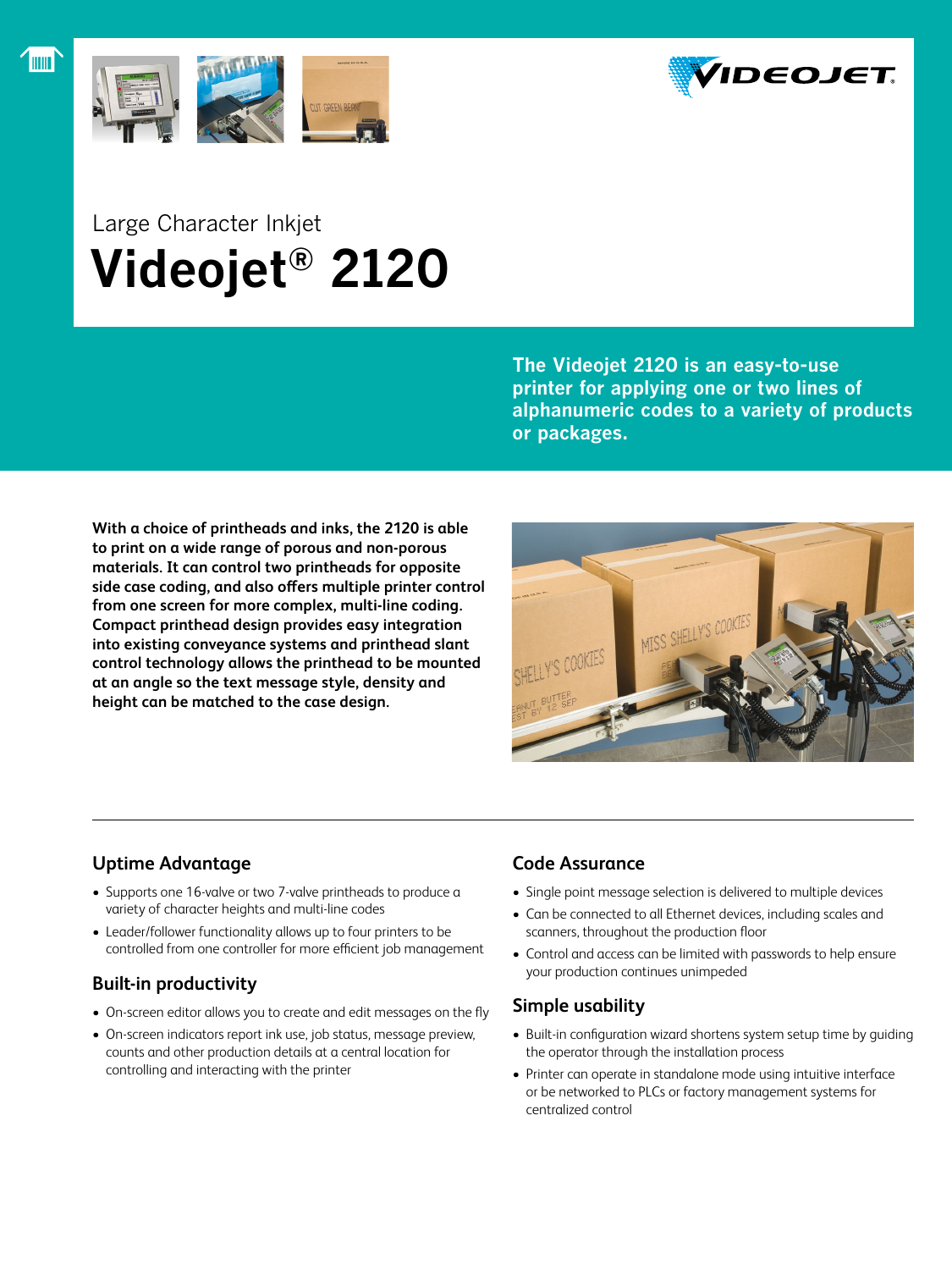Large Character Inkjet

# Videojet® 2120

**The Videojet 2120 is an easy-to-use printer for applying one or two lines of alphanumeric codes to a variety of products or packages.**

**With a choice of printheads and inks, the 2120 is able to print on a wide range of porous and non-porous materials. It can control two printheads for opposite side case coding, and also offers multiple printer control from one screen for more complex, multi-line coding. Compact printhead design provides easy integration into existing conveyance systems and printhead slant control technology allows the printhead to be mounted at an angle so the text message style, density and height can be matched to the case design.**

## Uptime Advantage

- Supports one 16-valve or two 7-valve printheads to produce a variety of character heights and multi-line codes
- Leader/follower functionality allows up to four printers to be controlled from one controller for more efficient job management

## Built-in productivity

- On-screen editor allows you to create and edit messages on the fly
- On-screen indicators report ink use, job status, message preview, counts and other production details at a central location for controlling and interacting with the printer

## Code Assurance

- Single point message selection is delivered to multiple devices
- Can be connected to all Ethernet devices, including scales and scanners, throughout the production floor
- Control and access can be limited with passwords to help ensure your production continues unimpeded

## Simple usability

- Built-in configuration wizard shortens system setup time by guiding the operator through the installation process
- Printer can operate in standalone mode using intuitive interface or be networked to PLCs or factory management systems for centralized control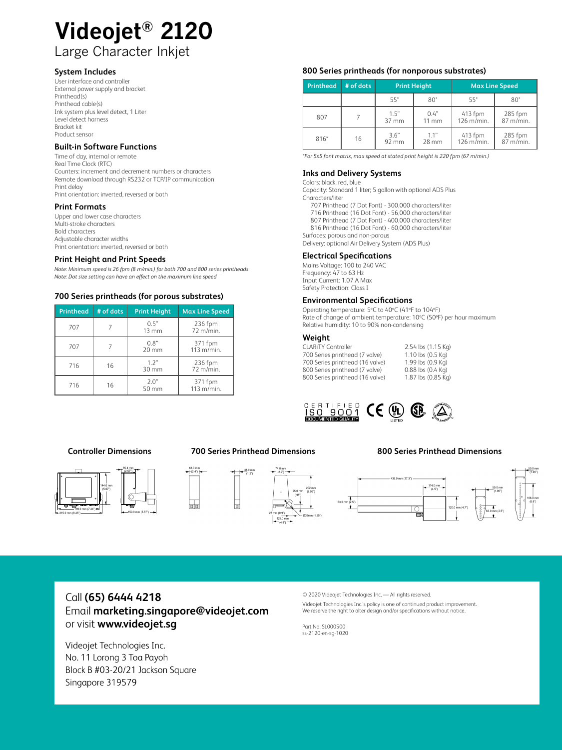# Videojet® 2120

## Large Character Inkjet

### System Includes

User interface and controller
External power supply and bracket
Printhead(s)
Printhead cable(s)
Ink system plus level detect, 1 Liter
Level detect harness
Bracket kit
Product sensor

### Built-in Software Functions

Time of day, internal or remote
Real Time Clock (RTC)
Counters: increment and decrement numbers or characters
Remote download through RS232 or TCP/IP communication
Print delay
Print orientation: inverted, reversed or both

### Print Formats

Upper and lower case characters
Multi-stroke characters
Bold characters
Adjustable character widths
Print orientation: inverted, reversed or both

### Print Height and Print Speeds

*Note: Minimum speed is 26 fpm (8 m/min.) for both 700 and 800 series printheads*
*Note: Dot size setting can have an effect on the maximum line speed*

### 700 Series printheads (for porous substrates)

| Printhead | # of dots | Print Height | Max Line Speed |
|---|---|---|---|
| 707 | 7 | 0.5" 13 mm | 236 fpm 72 m/min. |
| 707 | 7 | 0.8" 20 mm | 371 fpm 113 m/min. |
| 716 | 16 | 1.2" 30 mm | 236 fpm 72 m/min. |
| 716 | 16 | 2.0" 50 mm | 371 fpm 113 m/min. |

### 800 Series printheads (for nonporous substrates)

| Printhead | # of dots | Print Height | | Max Line Speed | |
|---|---|---|---|---|---|
| | | 55° | 80° | 55° | 80° |
| 807 | 7 | 1.5" 37 mm | 0.4" 11 mm | 413 fpm 126 m/min. | 285 fpm 87 m/min. |
| 816* | 16 | 3.6" 92 mm | 1.1" 28 mm | 413 fpm 126 m/min. | 285 fpm 87 m/min. |

*\*For 5x5 font matrix, max speed at stated print height is 220 fpm (67 m/min.)*

### Inks and Delivery Systems

Colors: black, red, blue
Capacity: Standard 1 liter; 5 gallon with optional ADS Plus
Characters/liter
- 707 Printhead (7 Dot Font) - 300,000 characters/liter
- 716 Printhead (16 Dot Font) - 56,000 characters/liter
- 807 Printhead (7 Dot Font) - 400,000 characters/liter
- 816 Printhead (16 Dot Font) - 60,000 characters/liter

Surfaces: porous and non-porous
Delivery: optional Air Delivery System (ADS Plus)

### Electrical Specifications

Mains Voltage: 100 to 240 VAC
Frequency: 47 to 63 Hz
Input Current: 1.07 A Max
Safety Protection: Class I

### Environmental Specifications

Operating temperature: 5ºC to 40ºC (41ºF to 104ºF)
Rate of change of ambient temperature: 10ºC (50ºF) per hour maximum
Relative humidity: 10 to 90% non-condensing

### Weight

| | |
|---|---|
| CLARiTY Controller | 2.54 lbs (1.15 Kg) |
| 700 Series printhead (7 valve) | 1.10 lbs (0.5 Kg) |
| 700 Series printhead (16 valve) | 1.99 lbs (0.9 Kg) |
| 800 Series printhead (7 valve) | 0.88 lbs (0.4 Kg) |
| 800 Series printhead (16 valve) | 1.87 lbs (0.85 Kg) |

CERTIFIED ISO 9001 DOCUMENTED QUALITY

### Controller Dimensions

65.4 mm (2.57")
144.0 mm (5.67")
189.0 mm (7.44")
215.0 mm (8.46")
159.0 mm (5.67")

### 700 Series Printhead Dimensions

61.0 mm (2.4")
31.0 mm (1.2")
74.0 mm (2.9")
202 mm (7.95")
25.0 mm (.98")
23 mm (0.9")
122.0 mm (4.8")
Ø32mm (1.25")

### 800 Series Printhead Dimensions

439.0 mm (17.3")
114.0 mm (4.5")
63.0 mm (2.5")
120.0 mm (4.7")
50.0 mm (1.96")
63.0 mm (2.5")
50.0 mm (1.96")
168.0 mm (6.6")

Call **(65) 6444 4218**
Email **marketing.singapore@videojet.com**
or visit **www.videojet.sg**

Videojet Technologies Inc.
No. 11 Lorong 3 Toa Payoh
Block B #03-20/21 Jackson Square
Singapore 319579

© 2020 Videojet Technologies Inc. — All rights reserved.

Videojet Technologies Inc.'s policy is one of continued product improvement. We reserve the right to alter design and/or specifications without notice.

Part No. SL000500
ss-2120-en-sg-1020